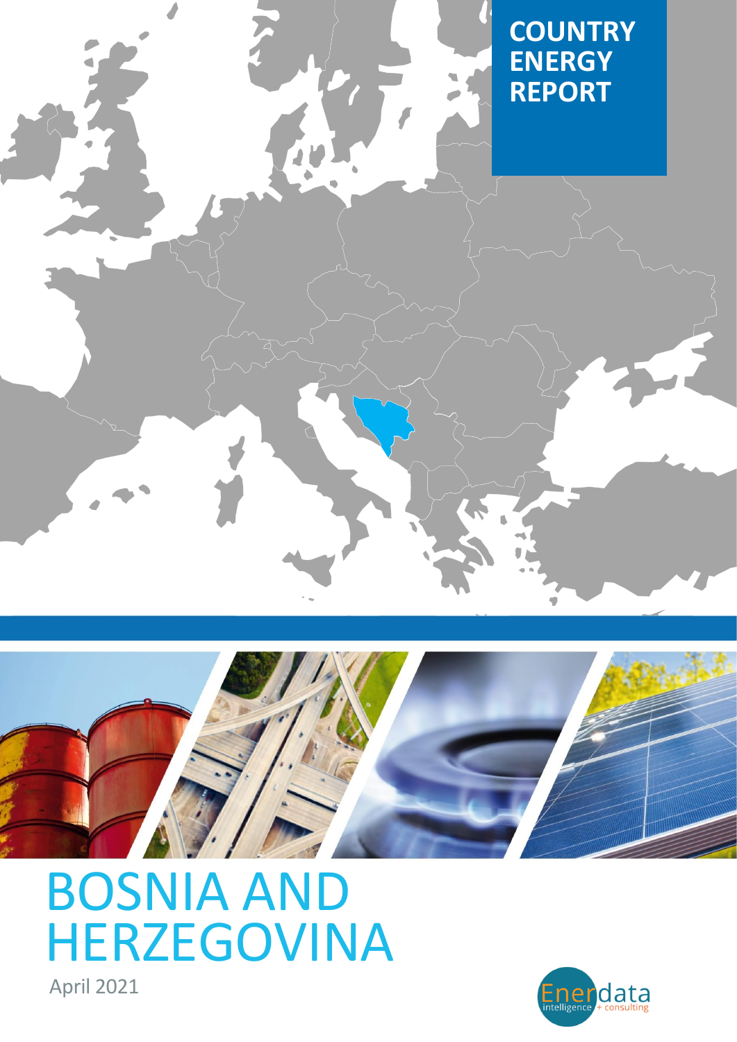# COUNTRY ENERGY REPORT

# BOSNIA AND HERZEGOVINA

April 2021

Enerdata intelligence + consulting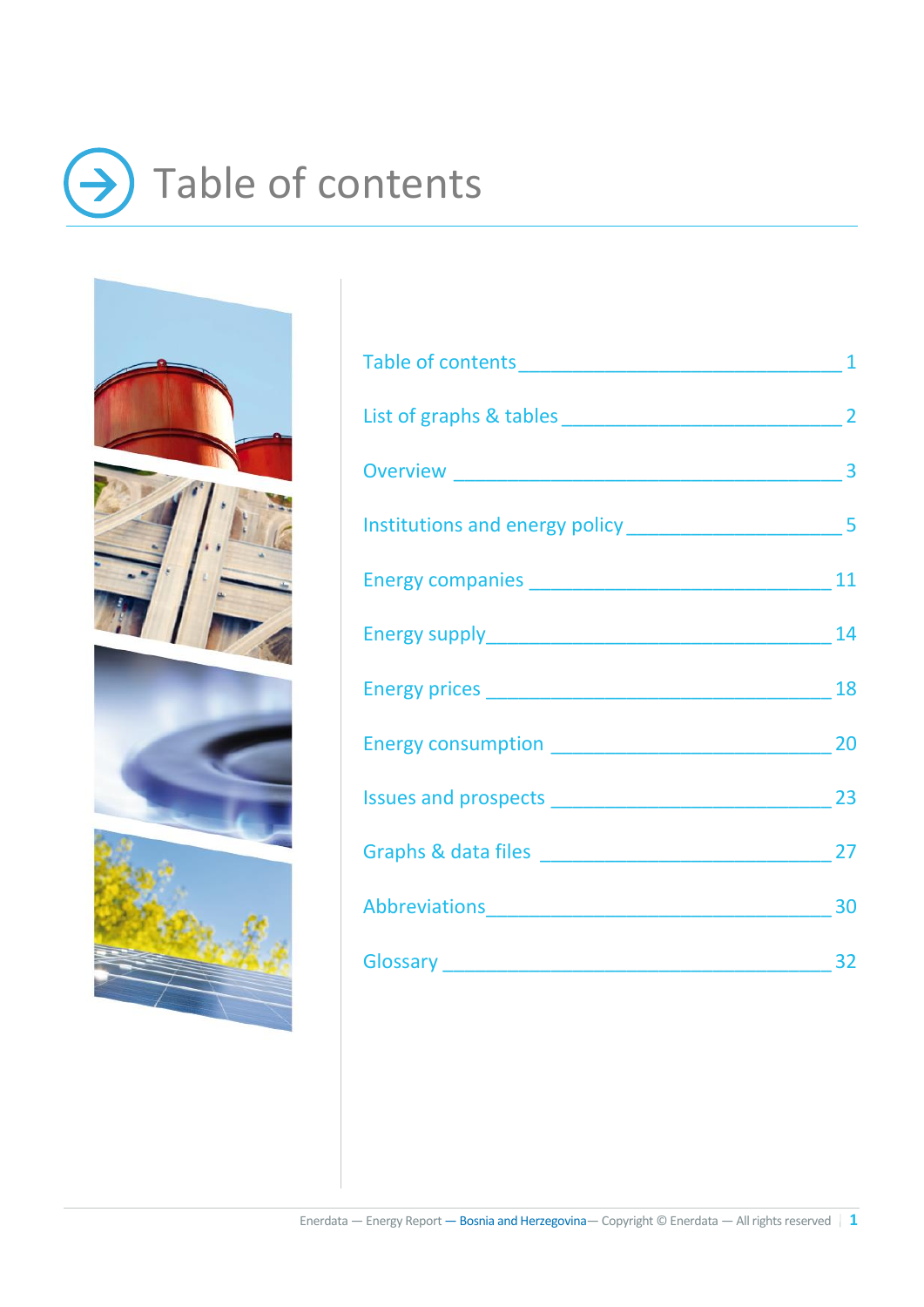# Table of contents

| | |
|---|---|
| Table of contents | 1 |
| List of graphs & tables | 2 |
| Overview | 3 |
| Institutions and energy policy | 5 |
| Energy companies | 11 |
| Energy supply | 14 |
| Energy prices | 18 |
| Energy consumption | 20 |
| Issues and prospects | 23 |
| Graphs & data files | 27 |
| Abbreviations | 30 |
| Glossary | 32 |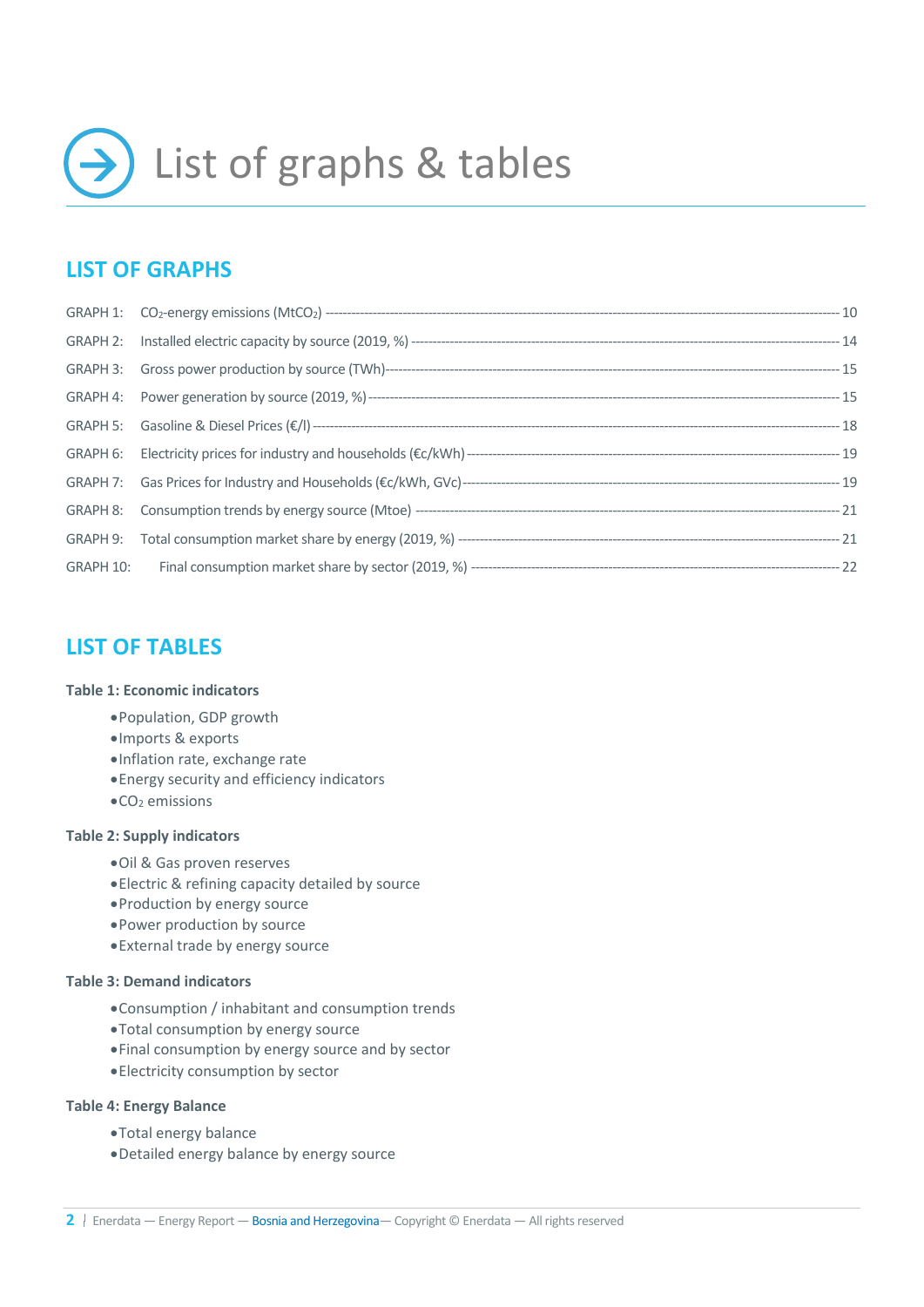# List of graphs & tables

## LIST OF GRAPHS

GRAPH 1: $CO_2$-energy emissions ($MtCO_2$) ---------- 10

GRAPH 2: Installed electric capacity by source (2019, %) ---------- 14

GRAPH 3: Gross power production by source (TWh) ---------- 15

GRAPH 4: Power generation by source (2019, %) ---------- 15

GRAPH 5: Gasoline & Diesel Prices (€/l) ---------- 18

GRAPH 6: Electricity prices for industry and households (€c/kWh) ---------- 19

GRAPH 7: Gas Prices for Industry and Households (€c/kWh, GVc) ---------- 19

GRAPH 8: Consumption trends by energy source (Mtoe) ---------- 21

GRAPH 9: Total consumption market share by energy (2019, %) ---------- 21

GRAPH 10: Final consumption market share by sector (2019, %) ---------- 22

## LIST OF TABLES

**Table 1: Economic indicators**

- Population, GDP growth
- Imports & exports
- Inflation rate, exchange rate
- Energy security and efficiency indicators
- $CO_2$ emissions

**Table 2: Supply indicators**

- Oil & Gas proven reserves
- Electric & refining capacity detailed by source
- Production by energy source
- Power production by source
- External trade by energy source

**Table 3: Demand indicators**

- Consumption / inhabitant and consumption trends
- Total consumption by energy source
- Final consumption by energy source and by sector
- Electricity consumption by sector

**Table 4: Energy Balance**

- Total energy balance
- Detailed energy balance by energy source